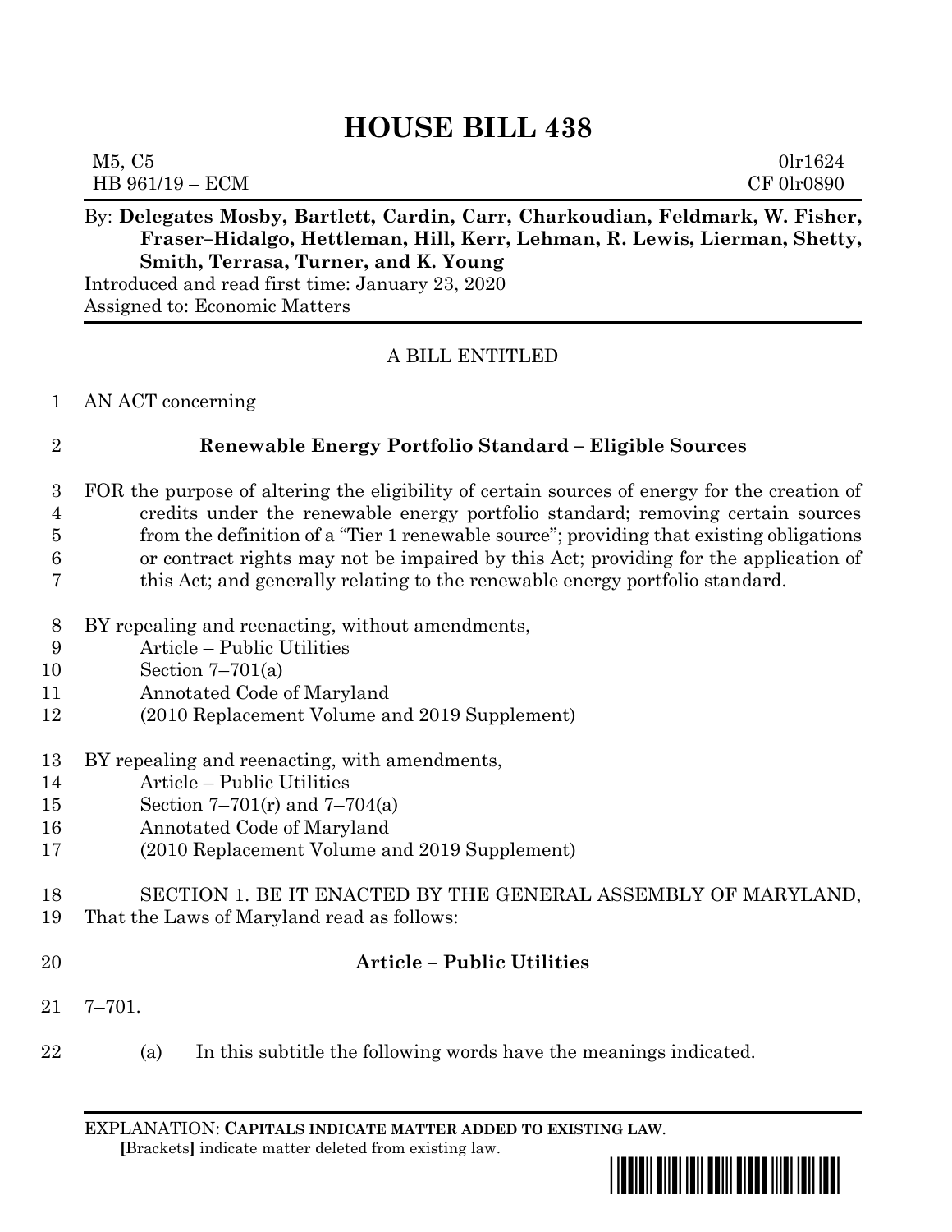# HOUSE BILL 438

M5, C5 0lr1624
HB 961/19 – ECM CF 0lr0890

By: **Delegates Mosby, Bartlett, Cardin, Carr, Charkoudian, Feldmark, W. Fisher, Fraser–Hidalgo, Hettleman, Hill, Kerr, Lehman, R. Lewis, Lierman, Shetty, Smith, Terrasa, Turner, and K. Young**
Introduced and read first time: January 23, 2020
Assigned to: Economic Matters

A BILL ENTITLED

1 AN ACT concerning

2 **Renewable Energy Portfolio Standard – Eligible Sources**

3 FOR the purpose of altering the eligibility of certain sources of energy for the creation of
4 credits under the renewable energy portfolio standard; removing certain sources
5 from the definition of a "Tier 1 renewable source"; providing that existing obligations
6 or contract rights may not be impaired by this Act; providing for the application of
7 this Act; and generally relating to the renewable energy portfolio standard.

8 BY repealing and reenacting, without amendments,
9 Article – Public Utilities
10 Section 7–701(a)
11 Annotated Code of Maryland
12 (2010 Replacement Volume and 2019 Supplement)

13 BY repealing and reenacting, with amendments,
14 Article – Public Utilities
15 Section 7–701(r) and 7–704(a)
16 Annotated Code of Maryland
17 (2010 Replacement Volume and 2019 Supplement)

18 SECTION 1. BE IT ENACTED BY THE GENERAL ASSEMBLY OF MARYLAND,
19 That the Laws of Maryland read as follows:

20 **Article – Public Utilities**

21 7–701.

22 (a) In this subtitle the following words have the meanings indicated.

EXPLANATION: **CAPITALS INDICATE MATTER ADDED TO EXISTING LAW.**
**[**Brackets**]** indicate matter deleted from existing law.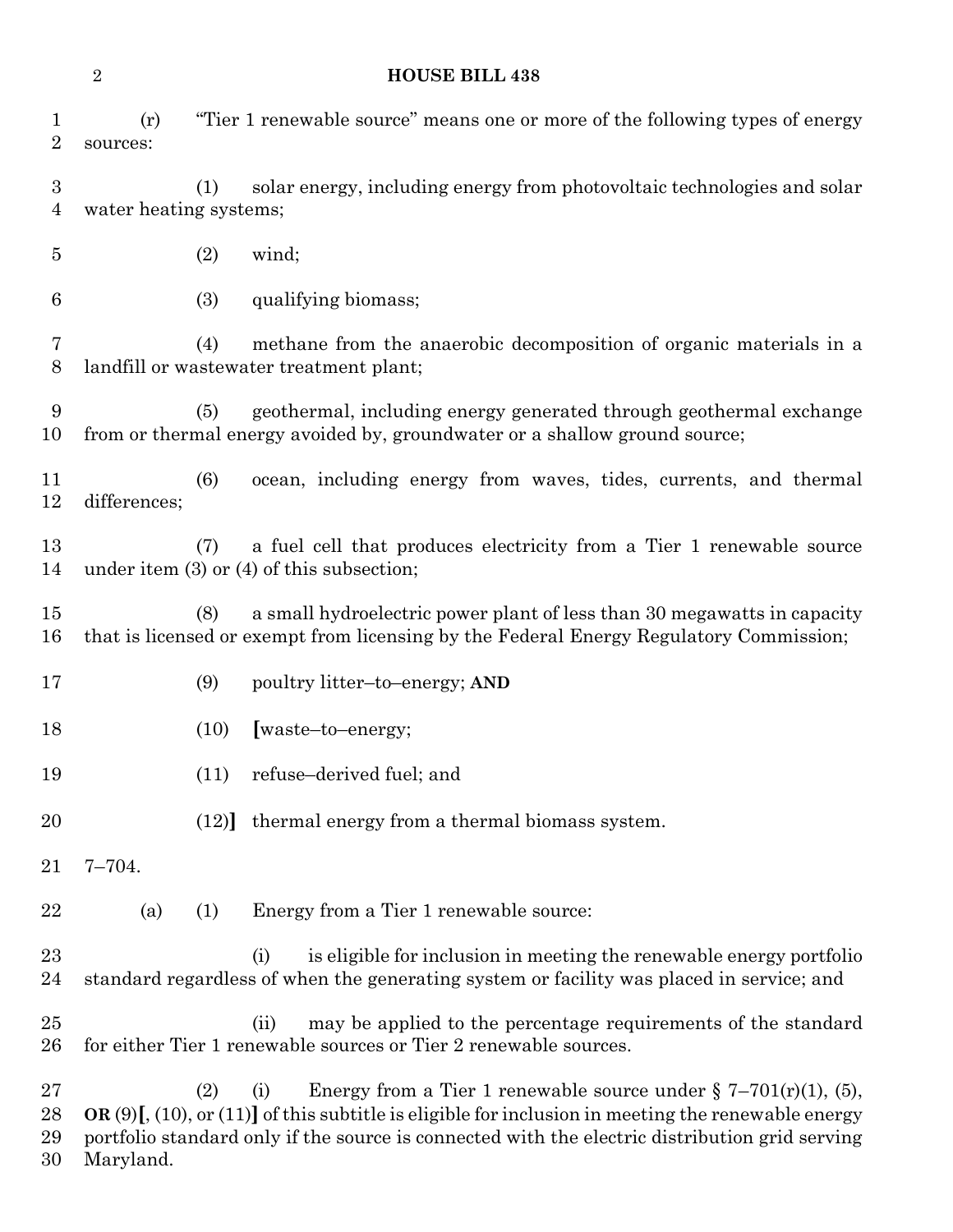(r) "Tier 1 renewable source" means one or more of the following types of energy sources:

(1) solar energy, including energy from photovoltaic technologies and solar water heating systems;

(2) wind;

(3) qualifying biomass;

(4) methane from the anaerobic decomposition of organic materials in a landfill or wastewater treatment plant;

(5) geothermal, including energy generated through geothermal exchange from or thermal energy avoided by, groundwater or a shallow ground source;

(6) ocean, including energy from waves, tides, currents, and thermal differences;

(7) a fuel cell that produces electricity from a Tier 1 renewable source under item (3) or (4) of this subsection;

(8) a small hydroelectric power plant of less than 30 megawatts in capacity that is licensed or exempt from licensing by the Federal Energy Regulatory Commission;

(9) poultry litter–to–energy; **AND**

(10) **[**waste–to–energy;

(11) refuse–derived fuel; and

(12)**]** thermal energy from a thermal biomass system.

7–704.

(a) (1) Energy from a Tier 1 renewable source:

(i) is eligible for inclusion in meeting the renewable energy portfolio standard regardless of when the generating system or facility was placed in service; and

(ii) may be applied to the percentage requirements of the standard for either Tier 1 renewable sources or Tier 2 renewable sources.

(2) (i) Energy from a Tier 1 renewable source under § 7–701(r)(1), (5), **OR** (9)**[**, (10), or (11)**]** of this subtitle is eligible for inclusion in meeting the renewable energy portfolio standard only if the source is connected with the electric distribution grid serving Maryland.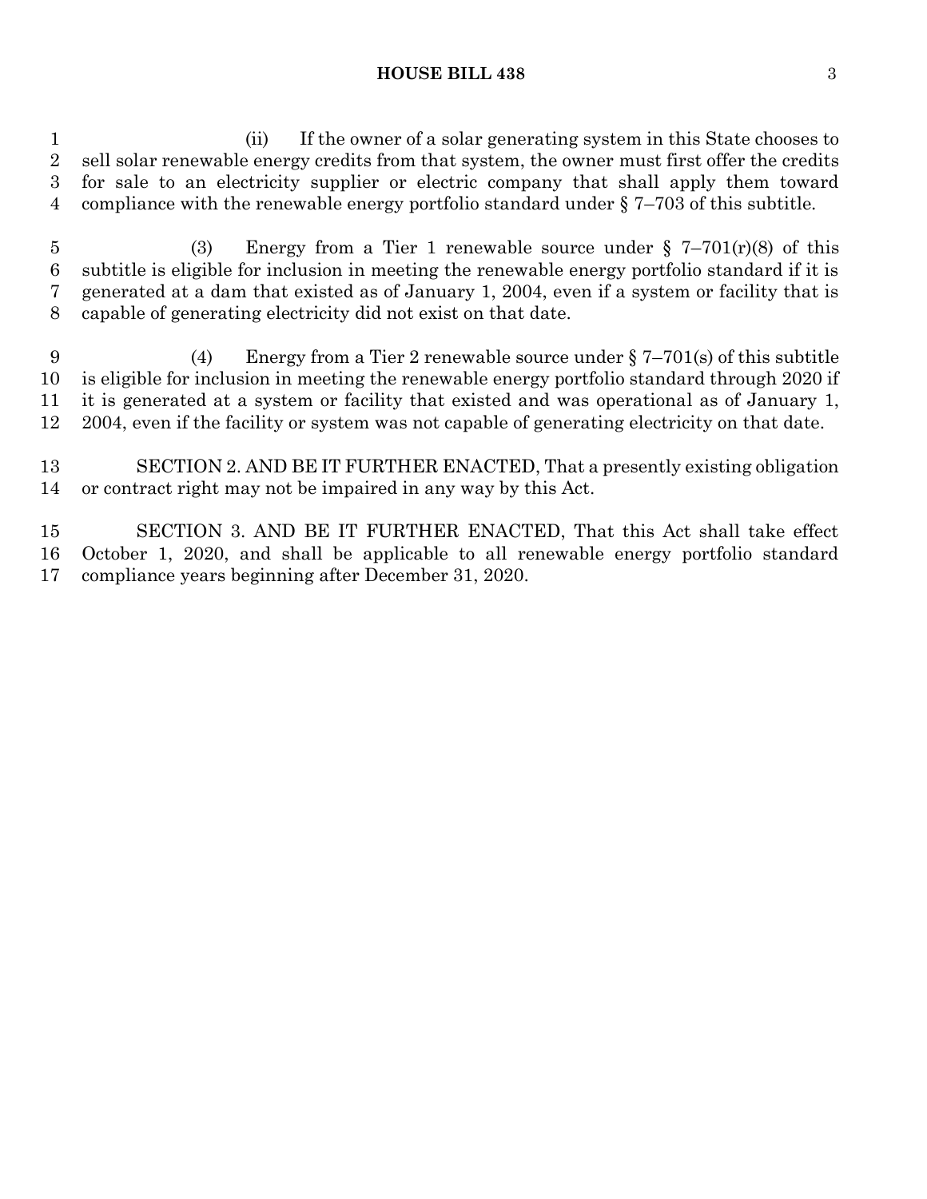(ii) If the owner of a solar generating system in this State chooses to sell solar renewable energy credits from that system, the owner must first offer the credits for sale to an electricity supplier or electric company that shall apply them toward compliance with the renewable energy portfolio standard under § 7–703 of this subtitle.

(3) Energy from a Tier 1 renewable source under § 7–701(r)(8) of this subtitle is eligible for inclusion in meeting the renewable energy portfolio standard if it is generated at a dam that existed as of January 1, 2004, even if a system or facility that is capable of generating electricity did not exist on that date.

(4) Energy from a Tier 2 renewable source under § 7–701(s) of this subtitle is eligible for inclusion in meeting the renewable energy portfolio standard through 2020 if it is generated at a system or facility that existed and was operational as of January 1, 2004, even if the facility or system was not capable of generating electricity on that date.

SECTION 2. AND BE IT FURTHER ENACTED, That a presently existing obligation or contract right may not be impaired in any way by this Act.

SECTION 3. AND BE IT FURTHER ENACTED, That this Act shall take effect October 1, 2020, and shall be applicable to all renewable energy portfolio standard compliance years beginning after December 31, 2020.